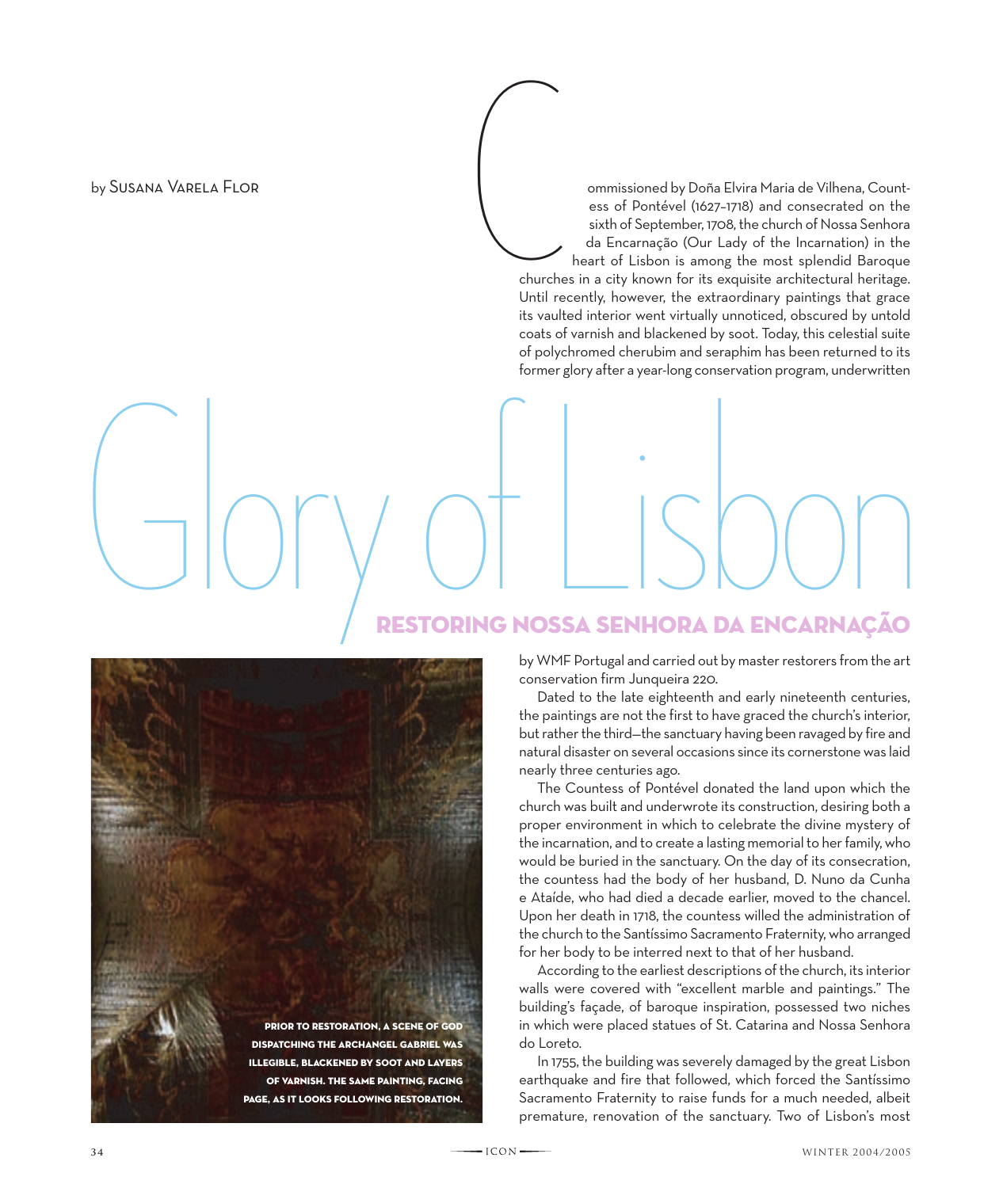# Glory of Lisbon

## RESTORING NOSSA SENHORA DA ENCARNAÇÃO

by Susana Varela Flor

Commissioned by Doña Elvira Maria de Vilhena, Countess of Pontével (1627–1718) and consecrated on the sixth of September, 1708, the church of Nossa Senhora da Encarnação (Our Lady of the Incarnation) in the heart of Lisbon is among the most splendid Baroque churches in a city known for its exquisite architectural heritage. Until recently, however, the extraordinary paintings that grace its vaulted interior went virtually unnoticed, obscured by untold coats of varnish and blackened by soot. Today, this celestial suite of polychromed cherubim and seraphim has been returned to its former glory after a year-long conservation program, underwritten by WMF Portugal and carried out by master restorers from the art conservation firm Junqueira 220.

Dated to the late eighteenth and early nineteenth centuries, the paintings are not the first to have graced the church's interior, but rather the third—the sanctuary having been ravaged by fire and natural disaster on several occasions since its cornerstone was laid nearly three centuries ago.

The Countess of Pontével donated the land upon which the church was built and underwrote its construction, desiring both a proper environment in which to celebrate the divine mystery of the incarnation, and to create a lasting memorial to her family, who would be buried in the sanctuary. On the day of its consecration, the countess had the body of her husband, D. Nuno da Cunha e Ataíde, who had died a decade earlier, moved to the chancel. Upon her death in 1718, the countess willed the administration of the church to the Santíssimo Sacramento Fraternity, who arranged for her body to be interred next to that of her husband.

According to the earliest descriptions of the church, its interior walls were covered with "excellent marble and paintings." The building's façade, of baroque inspiration, possessed two niches in which were placed statues of St. Catarina and Nossa Senhora do Loreto.

In 1755, the building was severely damaged by the great Lisbon earthquake and fire that followed, which forced the Santíssimo Sacramento Fraternity to raise funds for a much needed, albeit premature, renovation of the sanctuary. Two of Lisbon's most

PRIOR TO RESTORATION, A SCENE OF GOD DISPATCHING THE ARCHANGEL GABRIEL WAS ILLEGIBLE, BLACKENED BY SOOT AND LAYERS OF VARNISH. THE SAME PAINTING, FACING PAGE, AS IT LOOKS FOLLOWING RESTORATION.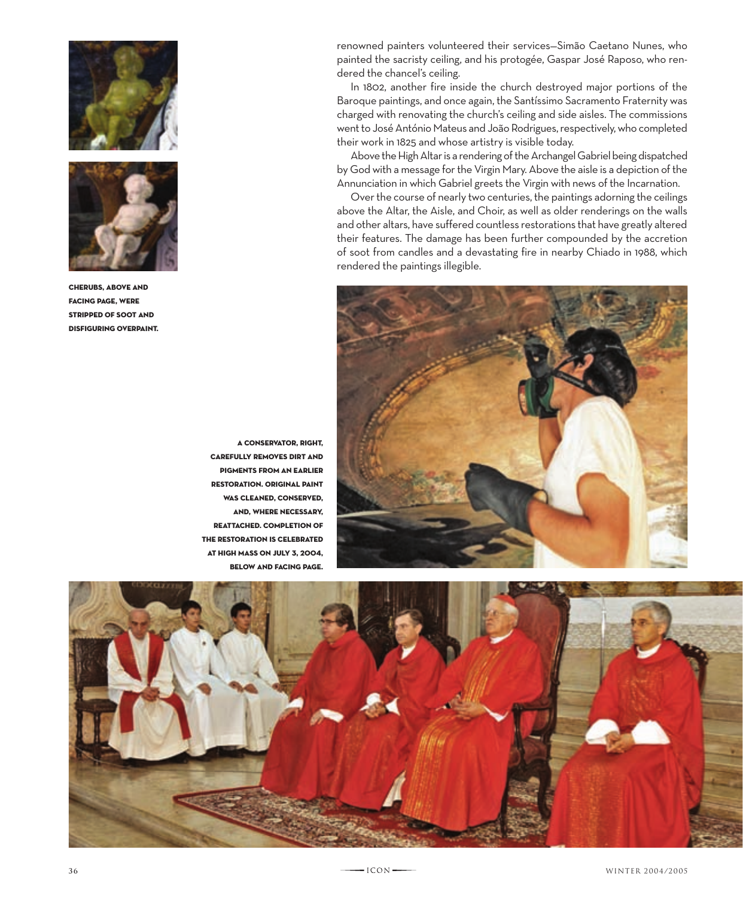renowned painters volunteered their services—Simão Caetano Nunes, who painted the sacristy ceiling, and his protogée, Gaspar José Raposo, who rendered the chancel's ceiling.

In 1802, another fire inside the church destroyed major portions of the Baroque paintings, and once again, the Santíssimo Sacramento Fraternity was charged with renovating the church's ceiling and side aisles. The commissions went to José António Mateus and João Rodrigues, respectively, who completed their work in 1825 and whose artistry is visible today.

Above the High Altar is a rendering of the Archangel Gabriel being dispatched by God with a message for the Virgin Mary. Above the aisle is a depiction of the Annunciation in which Gabriel greets the Virgin with news of the Incarnation.

Over the course of nearly two centuries, the paintings adorning the ceilings above the Altar, the Aisle, and Choir, as well as older renderings on the walls and other altars, have suffered countless restorations that have greatly altered their features. The damage has been further compounded by the accretion of soot from candles and a devastating fire in nearby Chiado in 1988, which rendered the paintings illegible.

**CHERUBS, ABOVE AND FACING PAGE, WERE STRIPPED OF SOOT AND DISFIGURING OVERPAINT.**

**A CONSERVATOR, RIGHT, CAREFULLY REMOVES DIRT AND PIGMENTS FROM AN EARLIER RESTORATION. ORIGINAL PAINT WAS CLEANED, CONSERVED, AND, WHERE NECESSARY, REATTACHED. COMPLETION OF THE RESTORATION IS CELEBRATED AT HIGH MASS ON JULY 3, 2004, BELOW AND FACING PAGE.**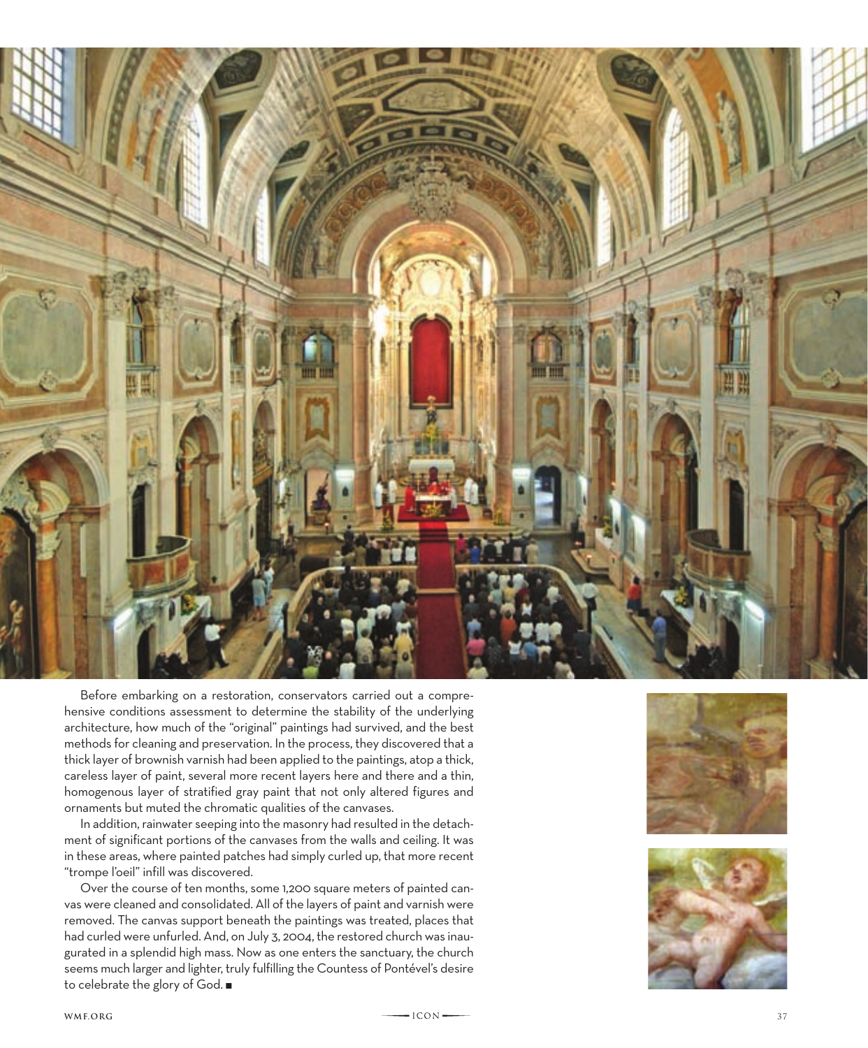Before embarking on a restoration, conservators carried out a comprehensive conditions assessment to determine the stability of the underlying architecture, how much of the "original" paintings had survived, and the best methods for cleaning and preservation. In the process, they discovered that a thick layer of brownish varnish had been applied to the paintings, atop a thick, careless layer of paint, several more recent layers here and there and a thin, homogenous layer of stratified gray paint that not only altered figures and ornaments but muted the chromatic qualities of the canvases.

In addition, rainwater seeping into the masonry had resulted in the detachment of significant portions of the canvases from the walls and ceiling. It was in these areas, where painted patches had simply curled up, that more recent "trompe l'oeil" infill was discovered.

Over the course of ten months, some 1,200 square meters of painted canvas were cleaned and consolidated. All of the layers of paint and varnish were removed. The canvas support beneath the paintings was treated, places that had curled were unfurled. And, on July 3, 2004, the restored church was inaugurated in a splendid high mass. Now as one enters the sanctuary, the church seems much larger and lighter, truly fulfilling the Countess of Pontével's desire to celebrate the glory of God. ■